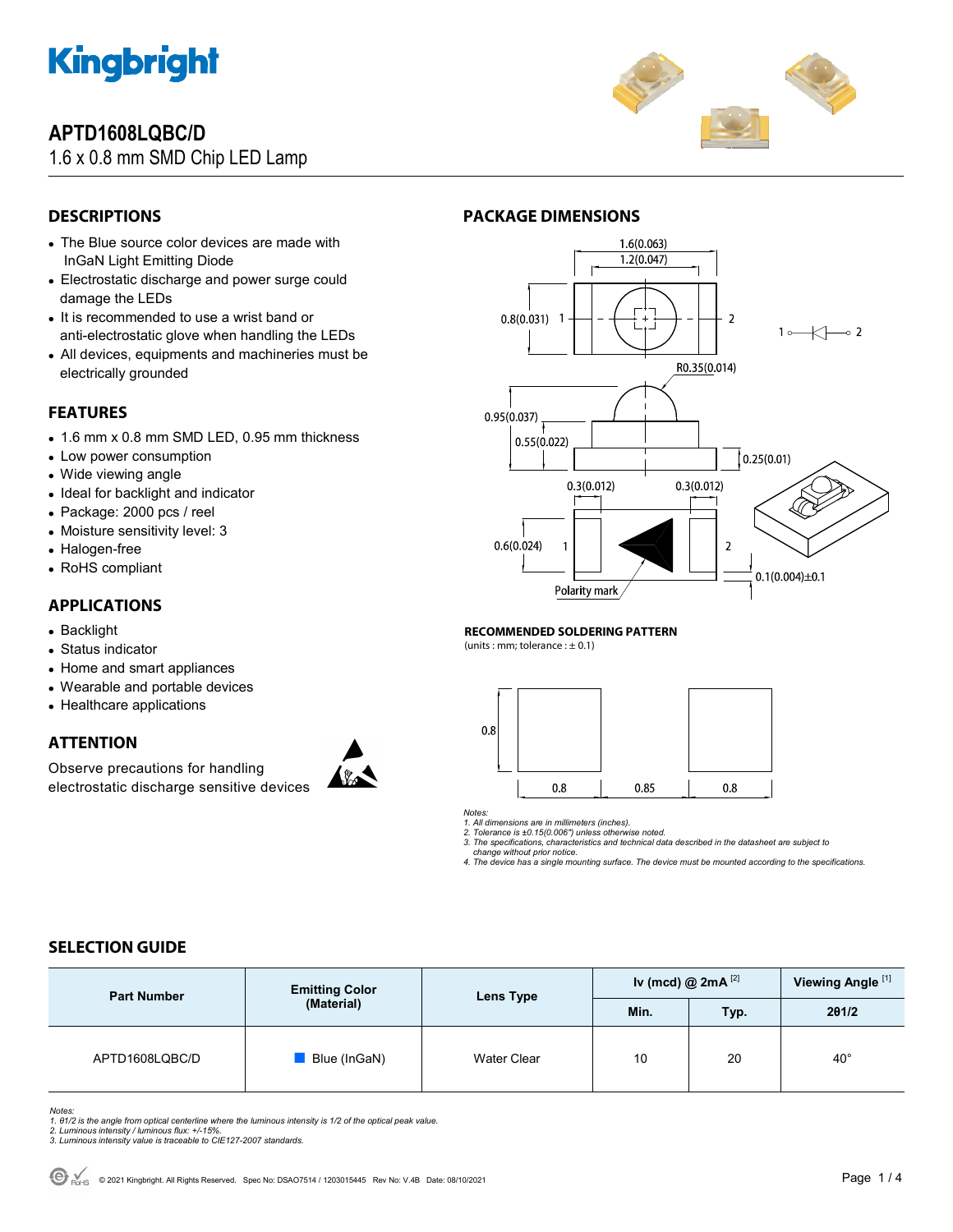# APTD1608LQBC/D

1.6 x 0.8 mm SMD Chip LED Lamp

## DESCRIPTIONS

- The Blue source color devices are made with InGaN Light Emitting Diode
- Electrostatic discharge and power surge could damage the LEDs
- It is recommended to use a wrist band or anti-electrostatic glove when handling the LEDs
- All devices, equipments and machineries must be electrically grounded

## FEATURES

- 1.6 mm x 0.8 mm SMD LED, 0.95 mm thickness
- Low power consumption
- Wide viewing angle
- Ideal for backlight and indicator
- Package: 2000 pcs / reel
- Moisture sensitivity level: 3
- Halogen-free
- RoHS compliant

## APPLICATIONS

- Backlight
- Status indicator
- Home and smart appliances
- Wearable and portable devices
- Healthcare applications

## ATTENTION

Observe precautions for handling electrostatic discharge sensitive devices

## PACKAGE DIMENSIONS

### RECOMMENDED SOLDERING PATTERN

(units : mm; tolerance : ± 0.1)

*Notes:*
1. *All dimensions are in millimeters (inches).*
2. *Tolerance is ±0.15(0.006") unless otherwise noted.*
3. *The specifications, characteristics and technical data described in the datasheet are subject to change without prior notice.*
4. *The device has a single mounting surface. The device must be mounted according to the specifications.*

## SELECTION GUIDE

| Part Number | Emitting Color (Material) | Lens Type | Iv (mcd) @ 2mA [2] | | Viewing Angle [1] |
|---|---|---|---|---|---|
| | | | Min. | Typ. | 2θ1/2 |
| APTD1608LQBC/D | Blue (InGaN) | Water Clear | 10 | 20 | 40° |

*Notes:*
1. *θ1/2 is the angle from optical centerline where the luminous intensity is 1/2 of the optical peak value.*
2. *Luminous intensity / luminous flux: +/-15%.*
3. *Luminous intensity value is traceable to CIE127-2007 standards.*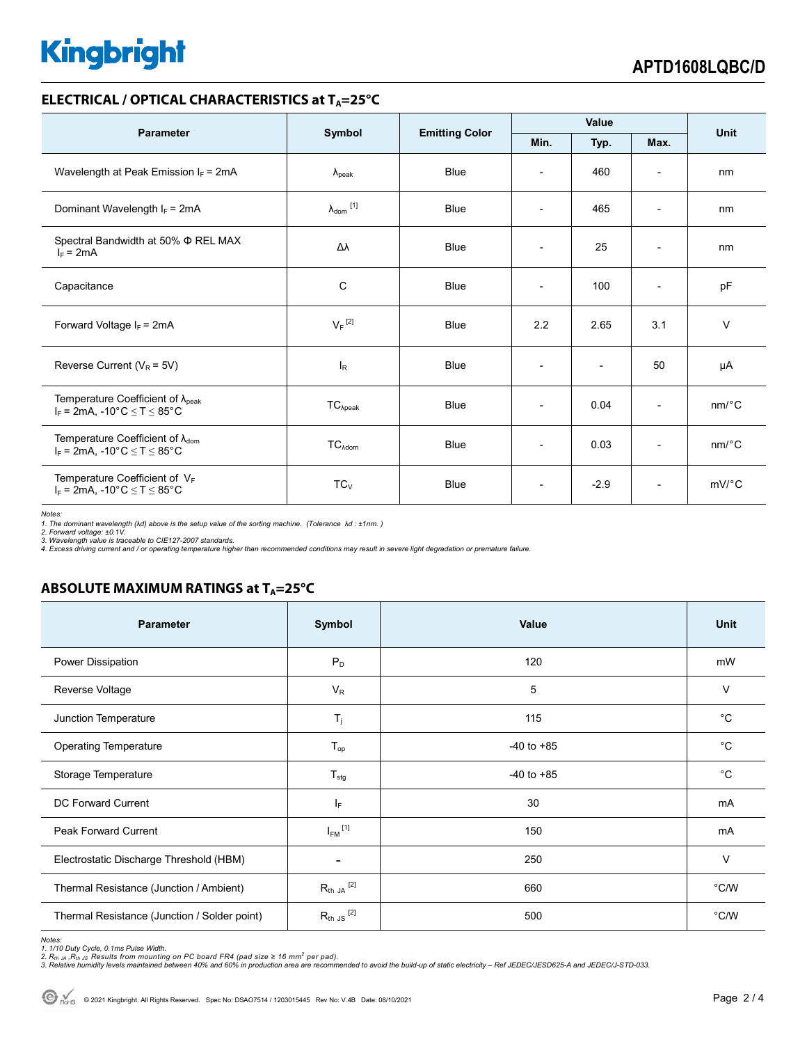## ELECTRICAL / OPTICAL CHARACTERISTICS at $T_A$=25°C

| Parameter | Symbol | Emitting Color | Value | | | Unit |
|---|---|---|---|---|---|---|
| | | | Min. | Typ. | Max. | |
| Wavelength at Peak Emission $I_F$ = 2mA | $\lambda_{peak}$ | Blue | - | 460 | - | nm |
| Dominant Wavelength $I_F$ = 2mA | $\lambda_{dom}$ [1] | Blue | - | 465 | - | nm |
| Spectral Bandwidth at 50% Φ REL MAX $I_F$ = 2mA | Δλ | Blue | - | 25 | - | nm |
| Capacitance | C | Blue | - | 100 | - | pF |
| Forward Voltage $I_F$ = 2mA | $V_F$ [2] | Blue | 2.2 | 2.65 | 3.1 | V |
| Reverse Current ($V_R$ = 5V) | $I_R$ | Blue | - | - | 50 | μA |
| Temperature Coefficient of $\lambda_{peak}$ $I_F$ = 2mA, -10°C ≤ T ≤ 85°C | $TC_{\lambda peak}$ | Blue | - | 0.04 | - | nm/°C |
| Temperature Coefficient of $\lambda_{dom}$ $I_F$ = 2mA, -10°C ≤ T ≤ 85°C | $TC_{\lambda dom}$ | Blue | - | 0.03 | - | nm/°C |
| Temperature Coefficient of $V_F$ $I_F$ = 2mA, -10°C ≤ T ≤ 85°C | $TC_V$ | Blue | - | -2.9 | - | mV/°C |

*Notes:*
*1. The dominant wavelength (λd) above is the setup value of the sorting machine. (Tolerance λd : ±1nm. )*
*2. Forward voltage: ±0.1V.*
*3. Wavelength value is traceable to CIE127-2007 standards.*
*4. Excess driving current and / or operating temperature higher than recommended conditions may result in severe light degradation or premature failure.*

## ABSOLUTE MAXIMUM RATINGS at $T_A$=25°C

| Parameter | Symbol | Value | Unit |
|---|---|---|---|
| Power Dissipation | $P_D$ | 120 | mW |
| Reverse Voltage | $V_R$ | 5 | V |
| Junction Temperature | $T_j$ | 115 | °C |
| Operating Temperature | $T_{op}$ | -40 to +85 | °C |
| Storage Temperature | $T_{stg}$ | -40 to +85 | °C |
| DC Forward Current | $I_F$ | 30 | mA |
| Peak Forward Current | $I_{FM}$ [1] | 150 | mA |
| Electrostatic Discharge Threshold (HBM) | - | 250 | V |
| Thermal Resistance (Junction / Ambient) | $R_{th\ JA}$ [2] | 660 | °C/W |
| Thermal Resistance (Junction / Solder point) | $R_{th\ JS}$ [2] | 500 | °C/W |

*Notes:*
*1. 1/10 Duty Cycle, 0.1ms Pulse Width.*
*2. $R_{th\ JA}$, $R_{th\ JS}$ Results from mounting on PC board FR4 (pad size ≥ 16 $mm^2$ per pad).*
*3. Relative humidity levels maintained between 40% and 60% in production area are recommended to avoid the build-up of static electricity – Ref JEDEC/JESD625-A and JEDEC/J-STD-033.*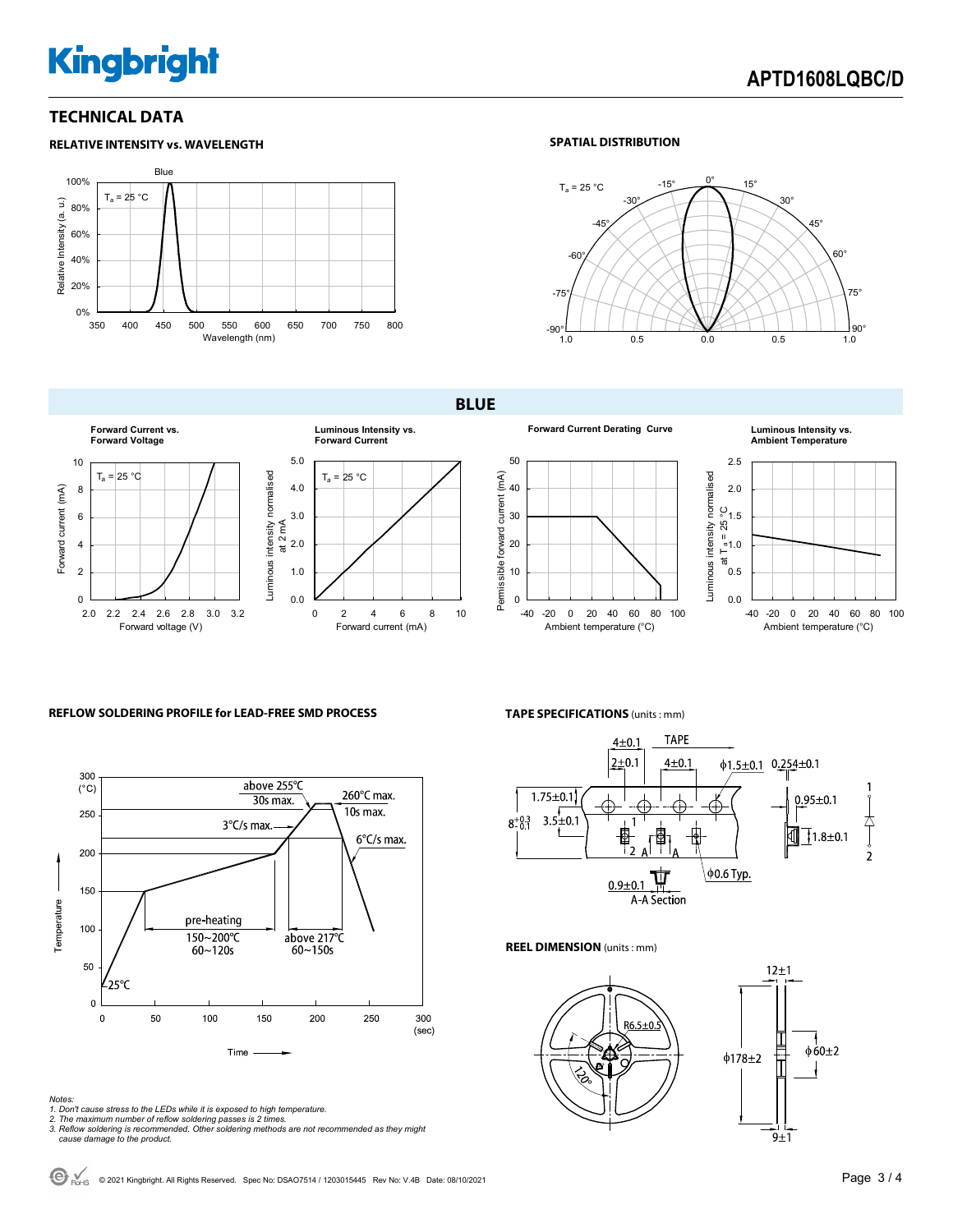## TECHNICAL DATA

### RELATIVE INTENSITY vs. WAVELENGTH

Blue

$T_a$ = 25 °C

Relative Intensity (a. u.)

Wavelength (nm)

### SPATIAL DISTRIBUTION

$T_a$ = 25 °C

## BLUE

**Forward Current vs. Forward Voltage**

$T_a$ = 25 °C

Forward current (mA)

Forward voltage (V)

**Luminous Intensity vs. Forward Current**

$T_a$ = 25 °C

Luminous intensity normalised at 2 mA

Forward current (mA)

**Forward Current Derating Curve**

Permissible forward current (mA)

Ambient temperature (°C)

**Luminous Intensity vs. Ambient Temperature**

Luminous intensity normalised at $T_a$ = 25 °C

Ambient temperature (°C)

### REFLOW SOLDERING PROFILE for LEAD-FREE SMD PROCESS

- above 255℃, 30s max.
- 260℃ max., 10s max.
- 3℃/s max.
- 6℃/s max.
- pre-heating 150~200℃, 60~120s
- above 217℃, 60~150s
- 25℃

Temperature (°C)

Time (sec)

*Notes:*
*1. Don't cause stress to the LEDs while it is exposed to high temperature.*
*2. The maximum number of reflow soldering passes is 2 times.*
*3. Reflow soldering is recommended. Other soldering methods are not recommended as they might cause damage to the product.*

### TAPE SPECIFICATIONS (units : mm)

TAPE

4±0.1, 2±0.1, 4±0.1, ϕ1.5±0.1, 0.254±0.1, 1.75±0.1, 3.5±0.1, $8^{+0.3}_{-0.1}$, 0.95±0.1, 1.8±0.1, ϕ0.6 Typ., 0.9±0.1

A-A Section

### REEL DIMENSION (units : mm)

R6.5±0.5, 120°, 12±1, ϕ178±2, ϕ60±2, 9±1

© 2021 Kingbright. All Rights Reserved. Spec No: DSAO7514 / 1203015445 Rev No: V.4B Date: 08/10/2021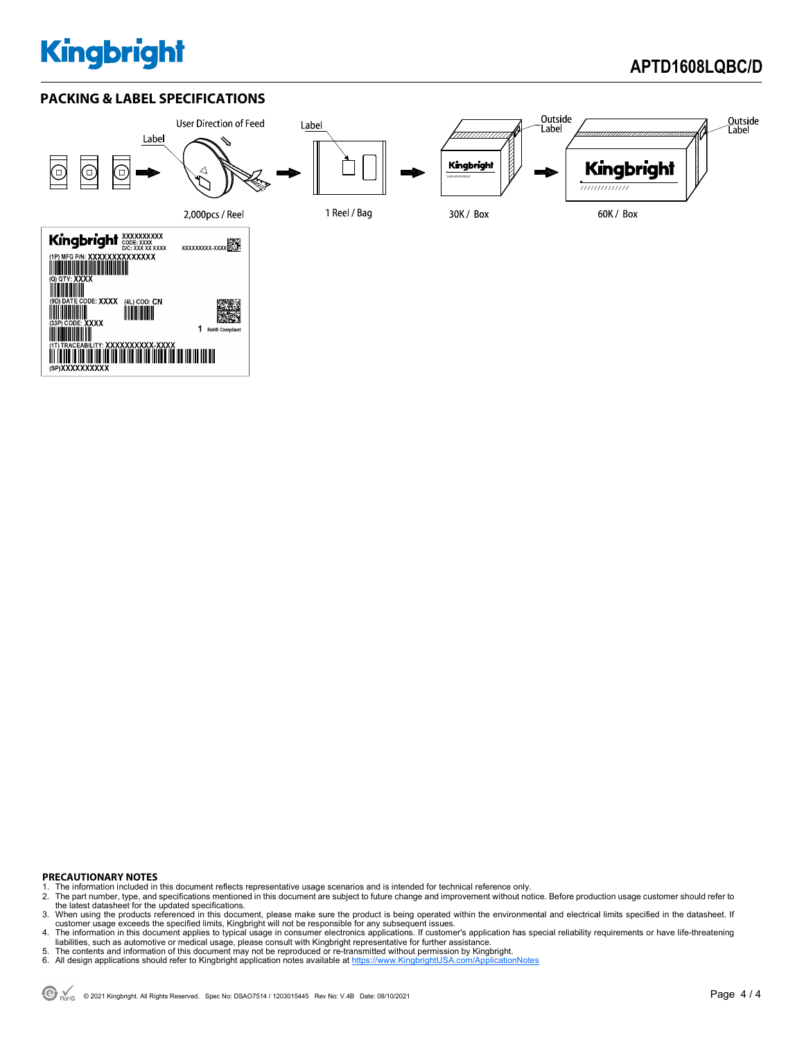## PACKING & LABEL SPECIFICATIONS

Label

User Direction of Feed

2,000pcs / Reel

Label

1 Reel / Bag

Outside Label

30K / Box

Outside Label

60K / Box

Kingbright XXXXXXXXXX
CODE: XXXX
D/C: XXX XX XXXX
XXXXXXXXX-XXXX
(1P) MFG P/N: XXXXXXXXXXXXXX
(Q) QTY: XXXX
(9D) DATE CODE: XXXX (4L) COO: CN
(33P) CODE: XXXX
1 RoHS Compliant
(1T) TRACEABILITY: XXXXXXXXXX-XXXX
(SP)XXXXXXXXXX

**PRECAUTIONARY NOTES**

1. The information included in this document reflects representative usage scenarios and is intended for technical reference only.
2. The part number, type, and specifications mentioned in this document are subject to future change and improvement without notice. Before production usage customer should refer to the latest datasheet for the updated specifications.
3. When using the products referenced in this document, please make sure the product is being operated within the environmental and electrical limits specified in the datasheet. If customer usage exceeds the specified limits, Kingbright will not be responsible for any subsequent issues.
4. The information in this document applies to typical usage in consumer electronics applications. If customer's application has special reliability requirements or have life-threatening liabilities, such as automotive or medical usage, please consult with Kingbright representative for further assistance.
5. The contents and information of this document may not be reproduced or re-transmitted without permission by Kingbright.
6. All design applications should refer to Kingbright application notes available at https://www.KingbrightUSA.com/ApplicationNotes

© 2021 Kingbright. All Rights Reserved. Spec No: DSAO7514 / 1203015445 Rev No: V.4B Date: 08/10/2021